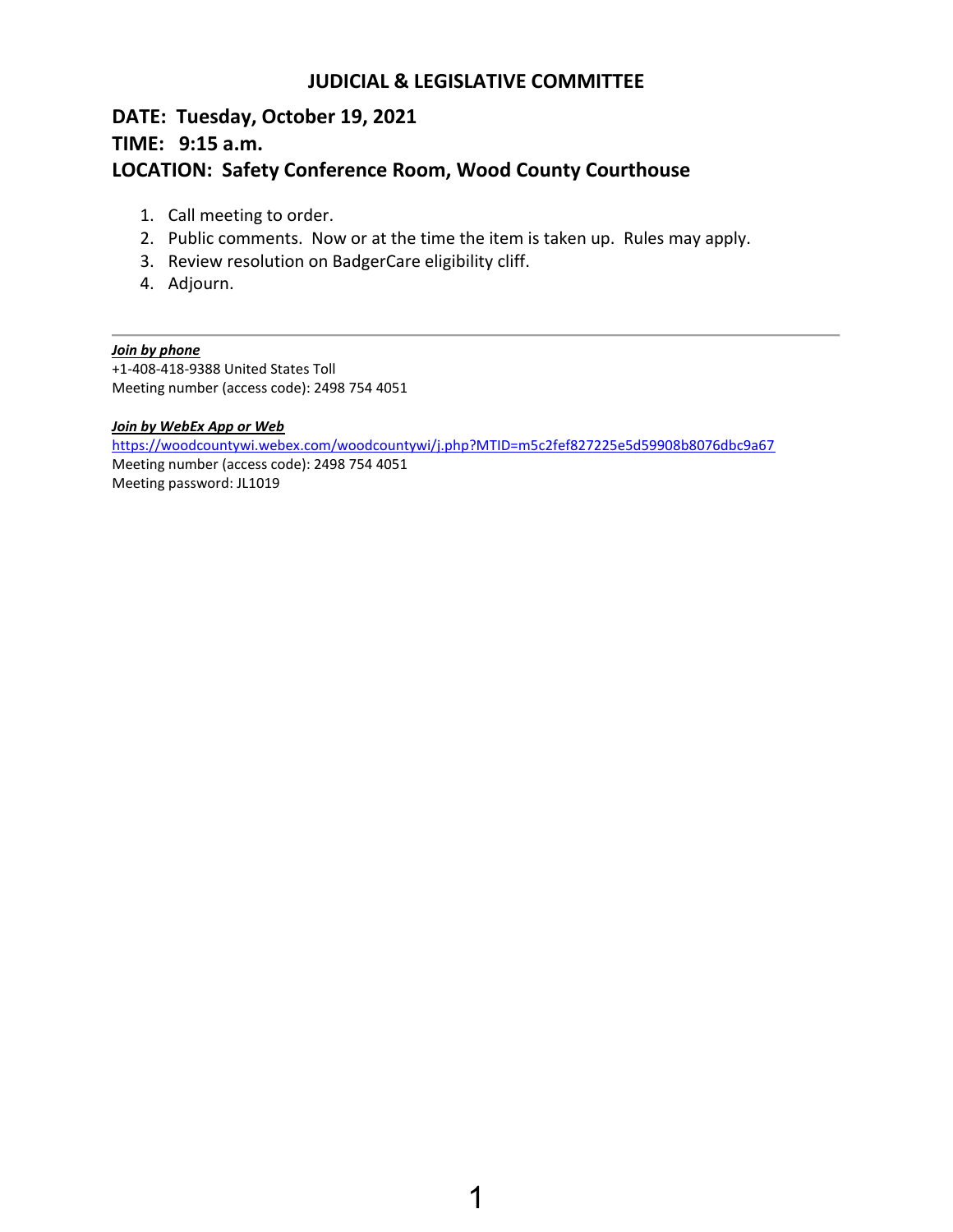# JUDICIAL & LEGISLATIVE COMMITTEE

## DATE: Tuesday, October 19, 2021

## TIME: 9:15 a.m.

## LOCATION: Safety Conference Room, Wood County Courthouse

1. Call meeting to order.
2. Public comments. Now or at the time the item is taken up. Rules may apply.
3. Review resolution on BadgerCare eligibility cliff.
4. Adjourn.

---

***Join by phone***

+1-408-418-9388 United States Toll

Meeting number (access code): 2498 754 4051

***Join by WebEx App or Web***

https://woodcountywi.webex.com/woodcountywi/j.php?MTID=m5c2fef827225e5d59908b8076dbc9a67

Meeting number (access code): 2498 754 4051

Meeting password: JL1019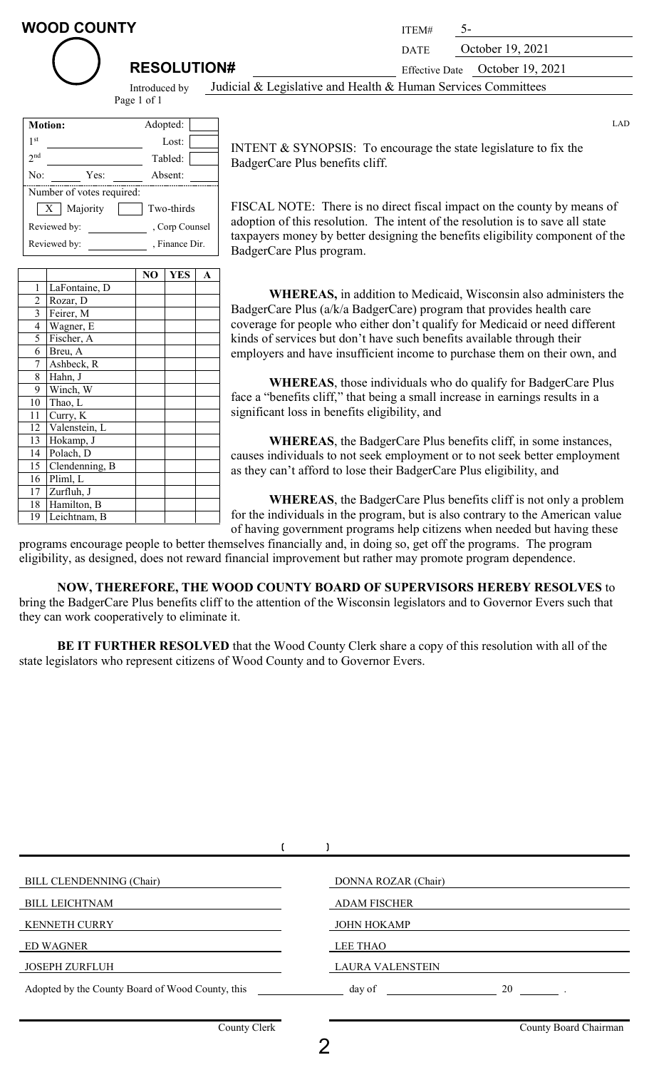**WOOD COUNTY**

**RESOLUTION#**

Introduced by Judicial & Legislative and Health & Human Services Committees

Page 1 of 1

| | |
|---|---|
| ITEM# | 5- |
| DATE | October 19, 2021 |
| Effective Date | October 19, 2021 |

| | |
|---|---|
| **Motion:** | Adopted: |
| 1st | Lost: |
| 2nd | Tabled: |
| No: Yes: | Absent: |
| Number of votes required: | |
| X Majority | Two-thirds |
| Reviewed by: | , Corp Counsel |
| Reviewed by: | , Finance Dir. |

| | | NO | YES | A |
|---|---|---|---|---|
| 1 | LaFontaine, D | | | |
| 2 | Rozar, D | | | |
| 3 | Feirer, M | | | |
| 4 | Wagner, E | | | |
| 5 | Fischer, A | | | |
| 6 | Breu, A | | | |
| 7 | Ashbeck, R | | | |
| 8 | Hahn, J | | | |
| 9 | Winch, W | | | |
| 10 | Thao, L | | | |
| 11 | Curry, K | | | |
| 12 | Valenstein, L | | | |
| 13 | Hokamp, J | | | |
| 14 | Polach, D | | | |
| 15 | Clendenning, B | | | |
| 16 | Pliml, L | | | |
| 17 | Zurfluh, J | | | |
| 18 | Hamilton, B | | | |
| 19 | Leichtnam, B | | | |

LAD

INTENT & SYNOPSIS: To encourage the state legislature to fix the BadgerCare Plus benefits cliff.

FISCAL NOTE: There is no direct fiscal impact on the county by means of adoption of this resolution. The intent of the resolution is to save all state taxpayers money by better designing the benefits eligibility component of the BadgerCare Plus program.

**WHEREAS,** in addition to Medicaid, Wisconsin also administers the BadgerCare Plus (a/k/a BadgerCare) program that provides health care coverage for people who either don't qualify for Medicaid or need different kinds of services but don't have such benefits available through their employers and have insufficient income to purchase them on their own, and

**WHEREAS**, those individuals who do qualify for BadgerCare Plus face a "benefits cliff," that being a small increase in earnings results in a significant loss in benefits eligibility, and

**WHEREAS**, the BadgerCare Plus benefits cliff, in some instances, causes individuals to not seek employment or to not seek better employment as they can't afford to lose their BadgerCare Plus eligibility, and

**WHEREAS**, the BadgerCare Plus benefits cliff is not only a problem for the individuals in the program, but is also contrary to the American value of having government programs help citizens when needed but having these programs encourage people to better themselves financially and, in doing so, get off the programs. The program eligibility, as designed, does not reward financial improvement but rather may promote program dependence.

**NOW, THEREFORE, THE WOOD COUNTY BOARD OF SUPERVISORS HEREBY RESOLVES** to bring the BadgerCare Plus benefits cliff to the attention of the Wisconsin legislators and to Governor Evers such that they can work cooperatively to eliminate it.

**BE IT FURTHER RESOLVED** that the Wood County Clerk share a copy of this resolution with all of the state legislators who represent citizens of Wood County and to Governor Evers.

( )

| | |
|---|---|
| BILL CLENDENNING (Chair) | DONNA ROZAR (Chair) |
| BILL LEICHTNAM | ADAM FISCHER |
| KENNETH CURRY | JOHN HOKAMP |
| ED WAGNER | LEE THAO |
| JOSEPH ZURFLUH | LAURA VALENSTEIN |

Adopted by the County Board of Wood County, this ________ day of ____________ 20 ____ .

County Clerk

County Board Chairman